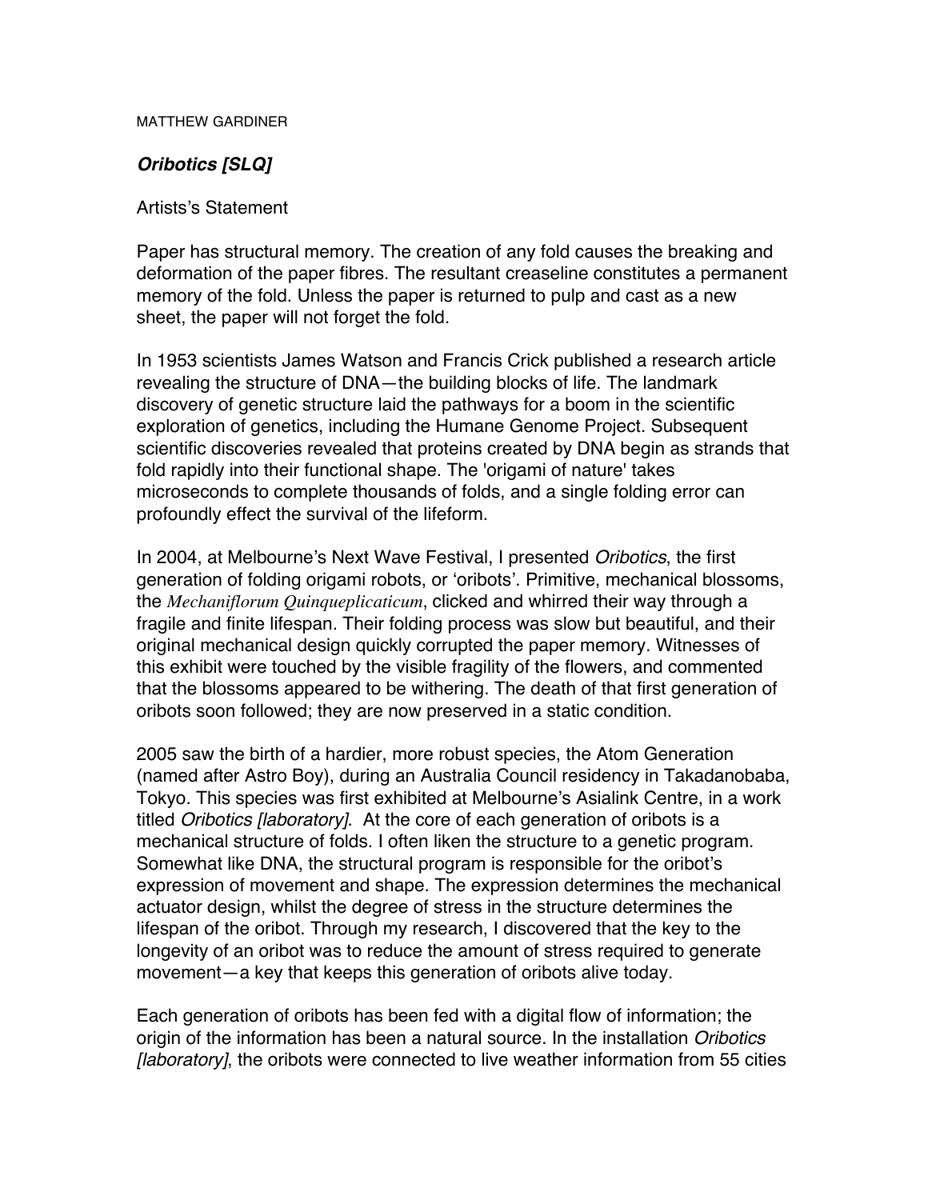MATTHEW GARDINER

## *Oribotics [SLQ]*

Artists's Statement

Paper has structural memory. The creation of any fold causes the breaking and deformation of the paper fibres. The resultant creaseline constitutes a permanent memory of the fold. Unless the paper is returned to pulp and cast as a new sheet, the paper will not forget the fold.

In 1953 scientists James Watson and Francis Crick published a research article revealing the structure of DNA—the building blocks of life. The landmark discovery of genetic structure laid the pathways for a boom in the scientific exploration of genetics, including the Humane Genome Project. Subsequent scientific discoveries revealed that proteins created by DNA begin as strands that fold rapidly into their functional shape. The 'origami of nature' takes microseconds to complete thousands of folds, and a single folding error can profoundly effect the survival of the lifeform.

In 2004, at Melbourne's Next Wave Festival, I presented *Oribotics*, the first generation of folding origami robots, or 'oribots'. Primitive, mechanical blossoms, the *Mechaniflorum Quinqueplicaticum*, clicked and whirred their way through a fragile and finite lifespan. Their folding process was slow but beautiful, and their original mechanical design quickly corrupted the paper memory. Witnesses of this exhibit were touched by the visible fragility of the flowers, and commented that the blossoms appeared to be withering. The death of that first generation of oribots soon followed; they are now preserved in a static condition.

2005 saw the birth of a hardier, more robust species, the Atom Generation (named after Astro Boy), during an Australia Council residency in Takadanobaba, Tokyo. This species was first exhibited at Melbourne's Asialink Centre, in a work titled *Oribotics [laboratory]*. At the core of each generation of oribots is a mechanical structure of folds. I often liken the structure to a genetic program. Somewhat like DNA, the structural program is responsible for the oribot's expression of movement and shape. The expression determines the mechanical actuator design, whilst the degree of stress in the structure determines the lifespan of the oribot. Through my research, I discovered that the key to the longevity of an oribot was to reduce the amount of stress required to generate movement—a key that keeps this generation of oribots alive today.

Each generation of oribots has been fed with a digital flow of information; the origin of the information has been a natural source. In the installation *Oribotics [laboratory]*, the oribots were connected to live weather information from 55 cities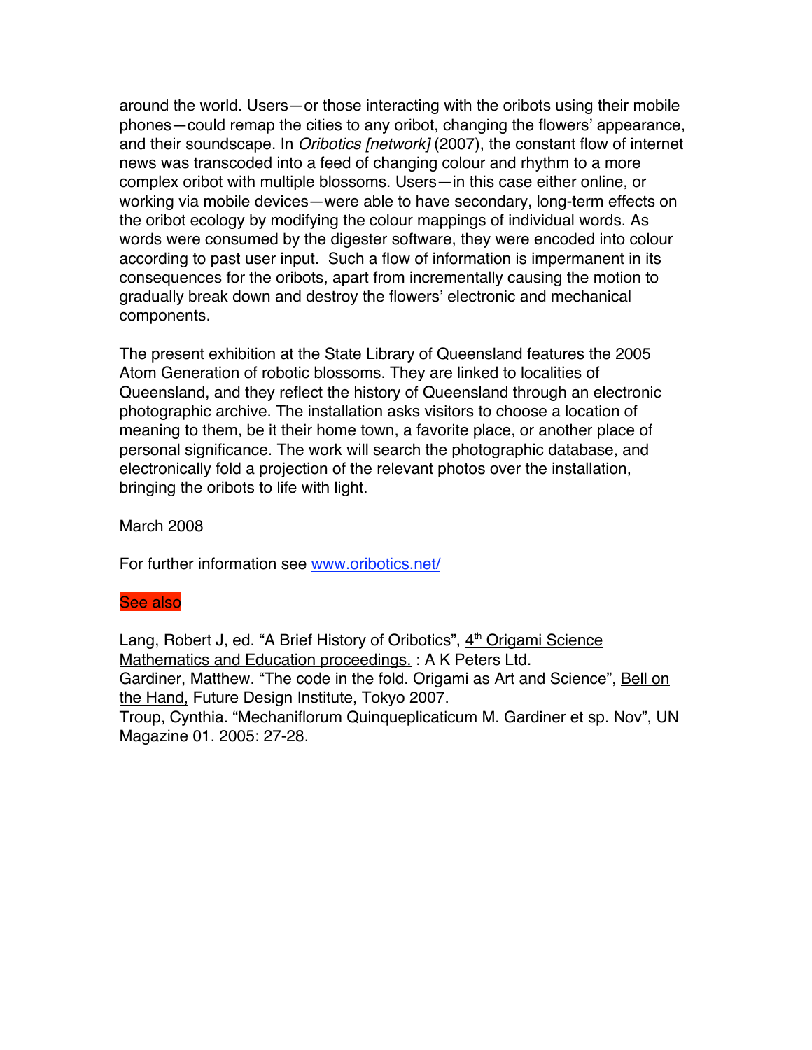around the world. Users—or those interacting with the oribots using their mobile phones—could remap the cities to any oribot, changing the flowers' appearance, and their soundscape. In *Oribotics [network]* (2007), the constant flow of internet news was transcoded into a feed of changing colour and rhythm to a more complex oribot with multiple blossoms. Users—in this case either online, or working via mobile devices—were able to have secondary, long-term effects on the oribot ecology by modifying the colour mappings of individual words. As words were consumed by the digester software, they were encoded into colour according to past user input. Such a flow of information is impermanent in its consequences for the oribots, apart from incrementally causing the motion to gradually break down and destroy the flowers' electronic and mechanical components.

The present exhibition at the State Library of Queensland features the 2005 Atom Generation of robotic blossoms. They are linked to localities of Queensland, and they reflect the history of Queensland through an electronic photographic archive. The installation asks visitors to choose a location of meaning to them, be it their home town, a favorite place, or another place of personal significance. The work will search the photographic database, and electronically fold a projection of the relevant photos over the installation, bringing the oribots to life with light.

March 2008

For further information see [www.oribotics.net/](http://www.oribotics.net/)

See also

Lang, Robert J, ed. "A Brief History of Oribotics", 4th Origami Science Mathematics and Education proceedings. : A K Peters Ltd.
Gardiner, Matthew. "The code in the fold. Origami as Art and Science", Bell on the Hand, Future Design Institute, Tokyo 2007.
Troup, Cynthia. "Mechaniflorum Quinqueplicaticum M. Gardiner et sp. Nov", UN Magazine 01. 2005: 27-28.